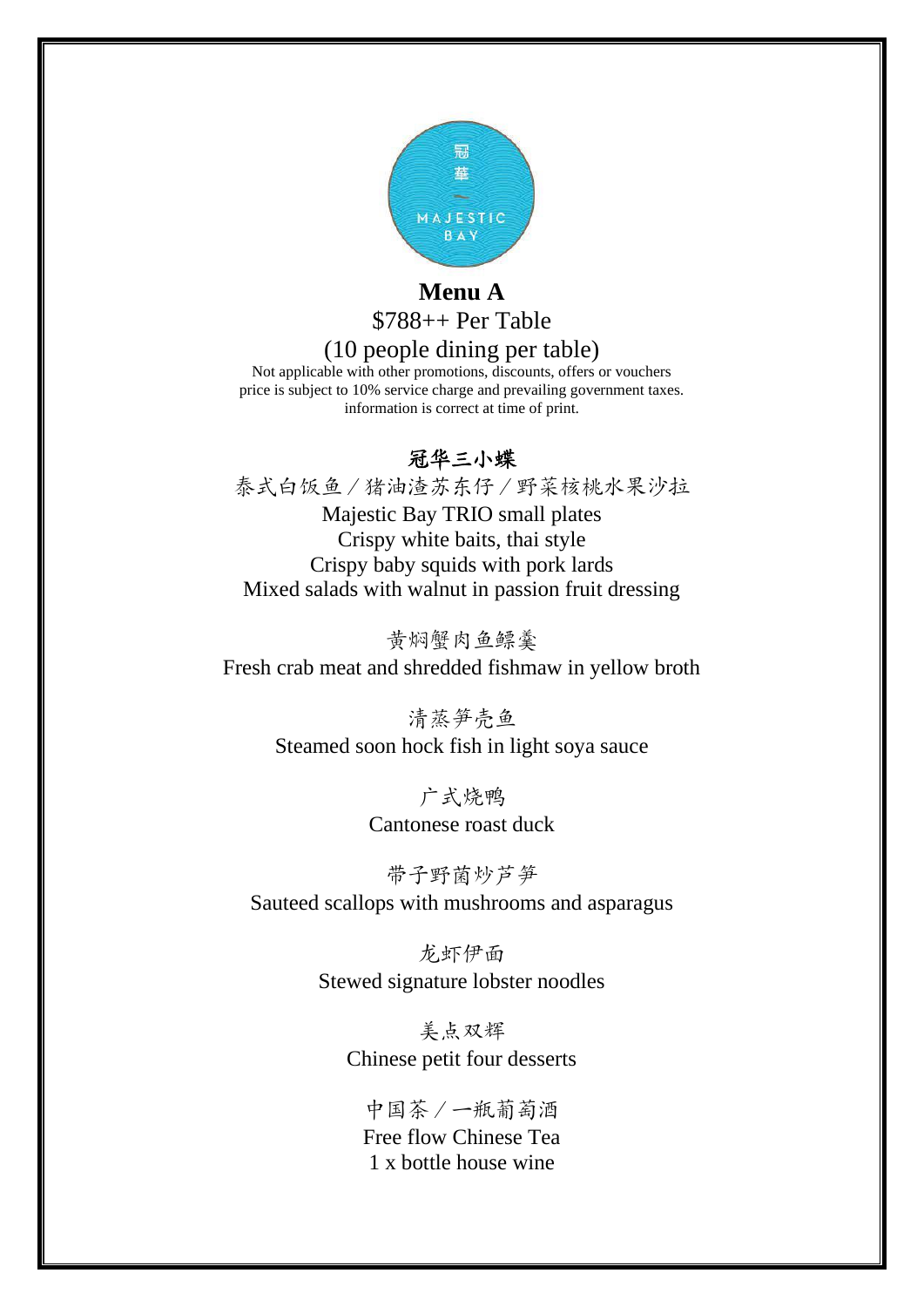# Menu A

$788++ Per Table

(10 people dining per table)

Not applicable with other promotions, discounts, offers or vouchers
price is subject to 10% service charge and prevailing government taxes.
information is correct at time of print.

**冠华三小蝶**

泰式白饭鱼／猪油渣苏东仔／野菜核桃水果沙拉

Majestic Bay TRIO small plates
Crispy white baits, thai style
Crispy baby squids with pork lards
Mixed salads with walnut in passion fruit dressing

黄焖蟹肉鱼鳔羹
Fresh crab meat and shredded fishmaw in yellow broth

清蒸笋壳鱼
Steamed soon hock fish in light soya sauce

广式烧鸭
Cantonese roast duck

带子野菌炒芦笋
Sauteed scallops with mushrooms and asparagus

龙虾伊面
Stewed signature lobster noodles

美点双辉
Chinese petit four desserts

中国茶／一瓶葡萄酒
Free flow Chinese Tea
1 x bottle house wine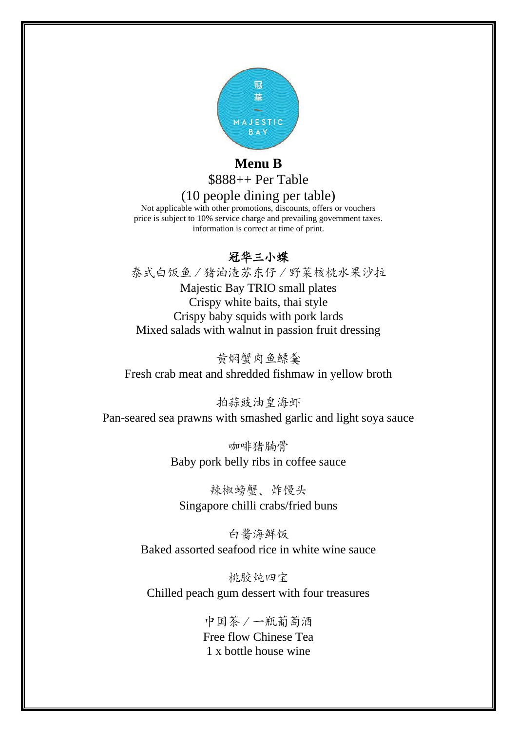# Menu B

$888++ Per Table

(10 people dining per table)

Not applicable with other promotions, discounts, offers or vouchers
price is subject to 10% service charge and prevailing government taxes.
information is correct at time of print.

**冠华三小蝶**

泰式白饭鱼／猪油渣苏东仔／野菜核桃水果沙拉

Majestic Bay TRIO small plates
Crispy white baits, thai style
Crispy baby squids with pork lards
Mixed salads with walnut in passion fruit dressing

黄焖蟹肉鱼鳔羹

Fresh crab meat and shredded fishmaw in yellow broth

拍蒜豉油皇海虾

Pan-seared sea prawns with smashed garlic and light soya sauce

咖啡猪腩骨

Baby pork belly ribs in coffee sauce

辣椒螃蟹、炸馒头

Singapore chilli crabs/fried buns

白酱海鲜饭

Baked assorted seafood rice in white wine sauce

桃胶炖四宝

Chilled peach gum dessert with four treasures

中国茶／一瓶葡萄酒

Free flow Chinese Tea
1 x bottle house wine